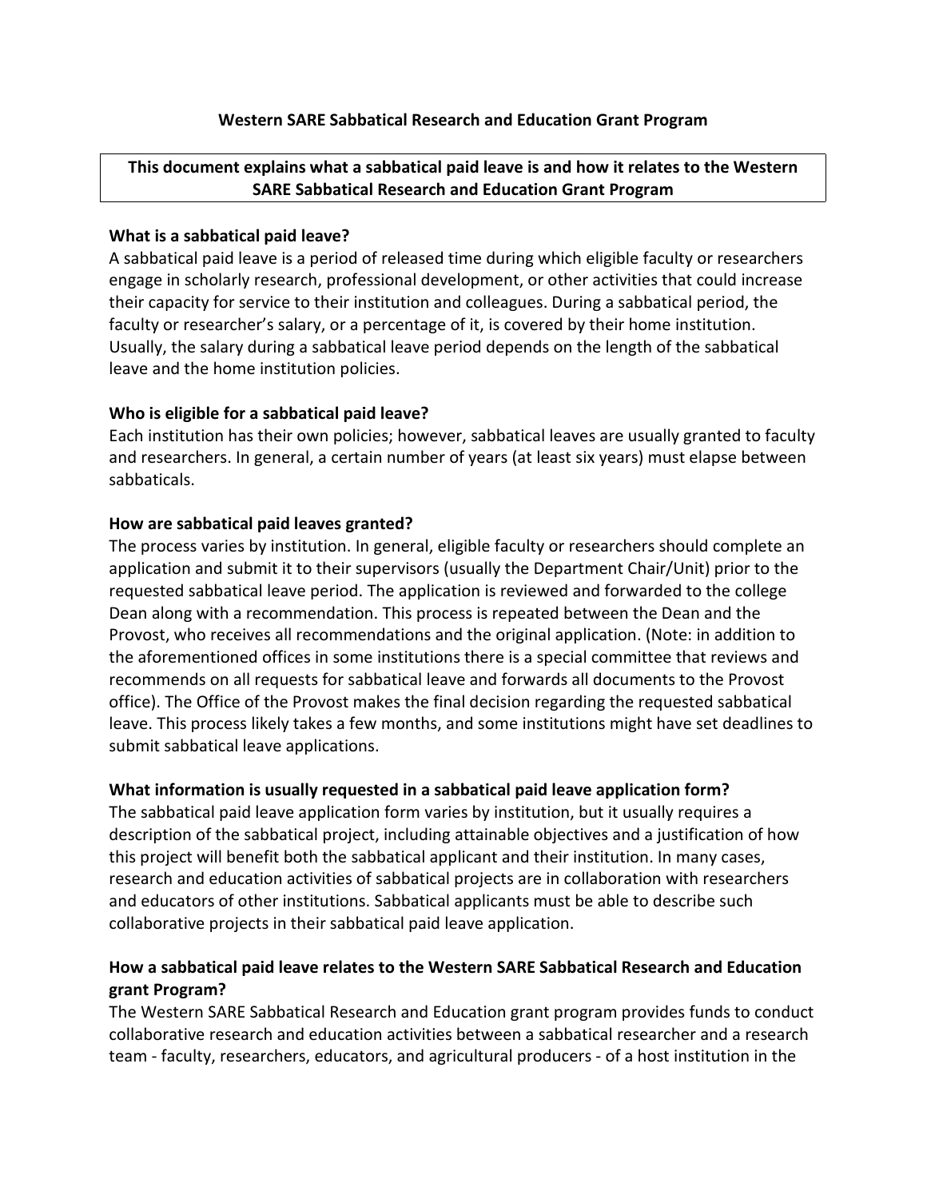# Western SARE Sabbatical Research and Education Grant Program

**This document explains what a sabbatical paid leave is and how it relates to the Western SARE Sabbatical Research and Education Grant Program**

### What is a sabbatical paid leave?

A sabbatical paid leave is a period of released time during which eligible faculty or researchers engage in scholarly research, professional development, or other activities that could increase their capacity for service to their institution and colleagues. During a sabbatical period, the faculty or researcher's salary, or a percentage of it, is covered by their home institution. Usually, the salary during a sabbatical leave period depends on the length of the sabbatical leave and the home institution policies.

### Who is eligible for a sabbatical paid leave?

Each institution has their own policies; however, sabbatical leaves are usually granted to faculty and researchers. In general, a certain number of years (at least six years) must elapse between sabbaticals.

### How are sabbatical paid leaves granted?

The process varies by institution. In general, eligible faculty or researchers should complete an application and submit it to their supervisors (usually the Department Chair/Unit) prior to the requested sabbatical leave period. The application is reviewed and forwarded to the college Dean along with a recommendation. This process is repeated between the Dean and the Provost, who receives all recommendations and the original application. (Note: in addition to the aforementioned offices in some institutions there is a special committee that reviews and recommends on all requests for sabbatical leave and forwards all documents to the Provost office). The Office of the Provost makes the final decision regarding the requested sabbatical leave. This process likely takes a few months, and some institutions might have set deadlines to submit sabbatical leave applications.

### What information is usually requested in a sabbatical paid leave application form?

The sabbatical paid leave application form varies by institution, but it usually requires a description of the sabbatical project, including attainable objectives and a justification of how this project will benefit both the sabbatical applicant and their institution. In many cases, research and education activities of sabbatical projects are in collaboration with researchers and educators of other institutions. Sabbatical applicants must be able to describe such collaborative projects in their sabbatical paid leave application.

### How a sabbatical paid leave relates to the Western SARE Sabbatical Research and Education grant Program?

The Western SARE Sabbatical Research and Education grant program provides funds to conduct collaborative research and education activities between a sabbatical researcher and a research team - faculty, researchers, educators, and agricultural producers - of a host institution in the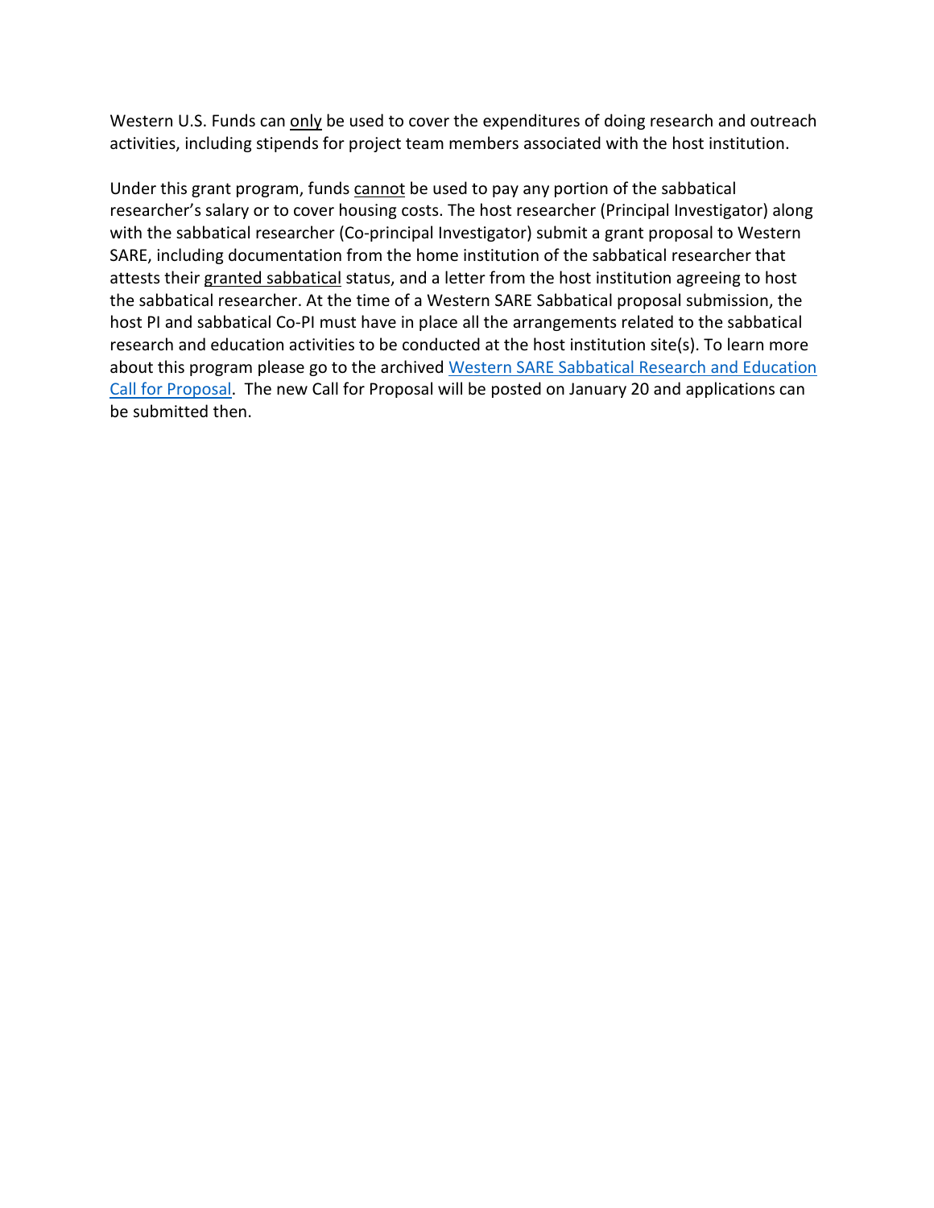Western U.S. Funds can only be used to cover the expenditures of doing research and outreach activities, including stipends for project team members associated with the host institution.

Under this grant program, funds cannot be used to pay any portion of the sabbatical researcher's salary or to cover housing costs. The host researcher (Principal Investigator) along with the sabbatical researcher (Co-principal Investigator) submit a grant proposal to Western SARE, including documentation from the home institution of the sabbatical researcher that attests their granted sabbatical status, and a letter from the host institution agreeing to host the sabbatical researcher. At the time of a Western SARE Sabbatical proposal submission, the host PI and sabbatical Co-PI must have in place all the arrangements related to the sabbatical research and education activities to be conducted at the host institution site(s). To learn more about this program please go to the archived Western SARE Sabbatical Research and Education Call for Proposal. The new Call for Proposal will be posted on January 20 and applications can be submitted then.